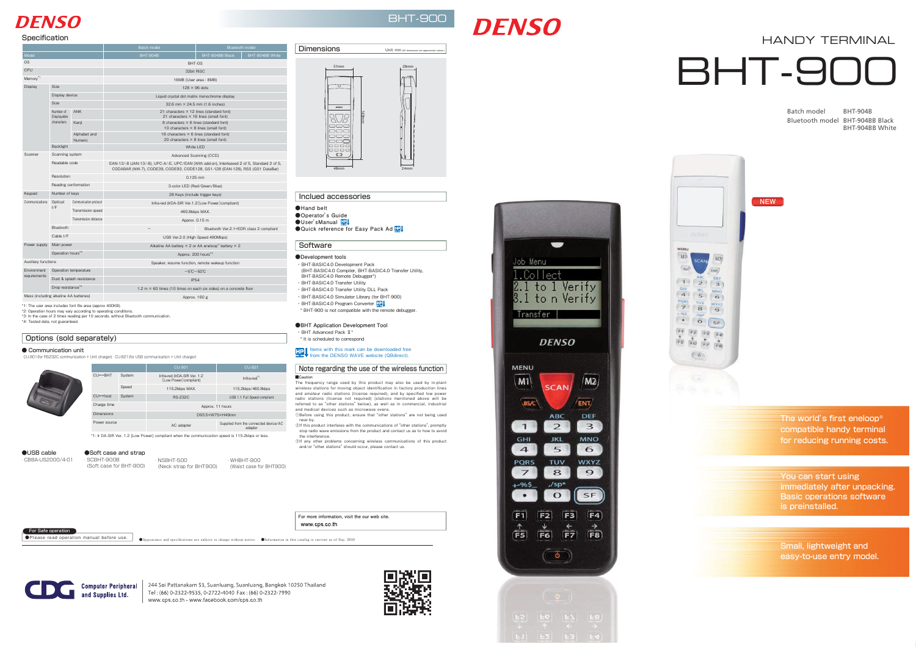# DENSO

## Specification

| Model | | | | Batch model | Bluetooth model | |
|---|---|---|---|---|---|---|
| | | | | BHT-904B | BHT-904BB Black | BHT-904BB White |
| OS | | | | BHT-OS | | |
| CPU | | | | 32bit RISC | | |
| Memory*1 | | | | 16MB (User area : 8MB) | | |
| Display | Size | | | 128 × 96 dots | | |
| | Display device | | | Liquid crystal dot matrix monochrome display | | |
| | Size | | | 32.6 mm × 24.5 mm (1.6 inches) | | |
| | Number of Displayable characters | ANK | | 21 characters × 12 lines (standard font) 21 characters × 16 lines (small font) | | |
| | | Kanji | | 8 characters × 6 lines (standard font) 10 characters × 8 lines (small font) | | |
| | | Alphabet and Numeric | | 16 characters × 6 lines (standard font) 20 characters × 8 lines (small font) | | |
| | Backlight | | | White LED | | |
| Scanner | Scanning system | | | Advanced Scanning (CCD) | | |
| | Readable code | | | EAN-13/-8 (JAN-13/-8), UPC-A/-E, UPC/EAN (With add-on), Interleaved 2 of 5, Standard 2 of 5, CODABAR (NW-7), CODE39, CODE93, CODE128, GS1-128 (EAN-128), RSS (GS1 DataBar) | | |
| | Resolution | | | 0.125 mm | | |
| | Reading conformation | | | 3-color LED (Red/Green/Blue) | | |
| Keypad | Number of keys | | | 28 Keys (include trigger keys) | | |
| Communications | Optical I/F | Communication protocol | | Infra-red (IrDA-SIR Ver.1.2 (Low Power) compliant) | | |
| | | Transmission speed | | 460.8kbps MAX. | | |
| | | Transmission distance | | Approx. 0.15 m | | |
| | Bluetooth | | | – | Bluetooth Ver.2.1+EDR class 2 compliant | |
| | Cable I/F | | | USB Ver.2.0 (High Speed 480Mbps) | | |
| Power supply | Main power | | | Alkaline AA battery × 2 or AA eneloop* battery × 2 | | |
| | Operation hours*2 | | | Approx. 200 hours*3 | | |
| Auxiliary functions | | | | Speaker, resume function, remote wakeup function | | |
| Environment requirements | Operation temperature | | | −5℃~50℃ | | |
| | Dust & splash resistance | | | IP54 | | |
| | Drop resistance*4 | | | 1.2 m × 60 times (10 times on each six sides) on a concrete floor | | |
| Mass (including alkaline AA batteries) | | | | Approx. 160 g | | |

*1: The user area includes font file area (approx 400KB).
*2: Operation hours may vary according to operating conditions.
*3: In the case of 2 times reading per 10 seconds, without Bluetooth communication.
*4: Tested data, not guaranteed.

## Options (sold separately)

● Communication unit

CU-901(for RS232C communication + Unit charger) · CU-921(for USB communication + Unit charger)

| | | CU-901 | CU-921 |
|---|---|---|---|
| CU↔BHT | System | Infra-red (IrDA-SIR Ver. 1.2 (Low Power) compliant) | Infra-red*1 |
| | Speed | 115.2kbps MAX. | 115.2kbps/460.8kbps |
| CU↔host | System | RS-232C | USB 1.1 Full Speed compliant |
| Charge time | | Approx. 11 hours | |
| Dimensions | | D93.5×W75×H40mm | |
| Power source | | AC adapter | Supplied from the connected device/AC adapter |

*1: Ir DA-SIR Ver. 1.2 [Low Power] compliant when the communication speed is 115.2kbps or less.

●USB cable
· CBBA-US2000/4-01

●Soft case and strap
· SCBHT-900B (Soft case for BHT-900)
· NSBHT-500 (Neck strap for BHT900)
· WHBHT-900 (Waist case for BHT900)

## Dimensions

Unit: mm (All dimensions are approximate values.)

51mm, 28mm, 149mm, 48mm, 24mm

## Included accessories

●Hand belt
●Operator's Guide
●User'sManual
●Quick reference for Easy Pack Ad

## Software

●Development tools
· BHT-BASIC4.0 Development Pack (BHT-BASIC4.0 Compiler, BHT-BASIC4.0 Transfer Utility, BHT-BASIC4.0 Remote Debugger*)
· BHT-BASIC4.0 Transfer Utility
· BHT-BASIC4.0 Transfer Utility DLL Pack
· BHT-BASIC4.0 Simulator Library (for BHT-900)
· BHT-BASIC4.0 Program Converter
* BHT-900 is not compatible with the remote debugger.

●BHT Application Development Tool
· BHT Advanced Pack Ⅱ*
* It is scheduled to correspond

Items with this mark can be downloaded free from the DENSO WAVE website (QBdirect).

## Note regarding the use of the wireless function

■Caution

The frequency range used by this product may also be used by in-plant wireless stations for moving object identification in factory production lines and amateur radio stations (license required), and by specified low power radio stations (license not required) (stations mentioned above will be referred to as "other stations" below), as well as in commercial, industrial and medical devices such as microwave ovens.
①Before using this product, ensure that "other stations" are not being used near by.
②If this product interferes with the communications of "other stations", promptly stop radio wave emissions from the product and contact us as to how to avoid the interference.
③If any other problems concerning wireless communications of this product and/or "other stations" should occur, please contact us.

For more information, visit the our web site.
www.cps.co.th

For Safe operation
●Please read operation manual before use.

●Appearance and specifications are subject to change without notice. ●Information in this catalog is current as of Sep. 2010

Computer Peripheral and Supplies Ltd.
244 Soi Pattanakarn 53, Suanluang, Suanluang, Bangkok 10250 Thailand
Tel : (66) 0-2322-9535, 0-2722-4040 Fax : (66) 0-2322-7990
www.cps.co.th · www.facebook.com/cps.co.th

# DENSO

## HANDY TERMINAL

# BHT-900

Batch model BHT-904B
Bluetooth model BHT-904BB Black
BHT-904BB White

NEW

The world's first eneloop® compatible handy terminal for reducing running costs.

You can start using immediately after unpacking. Basic operations software is preinstalled.

Small, lightweight and easy-to-use entry model.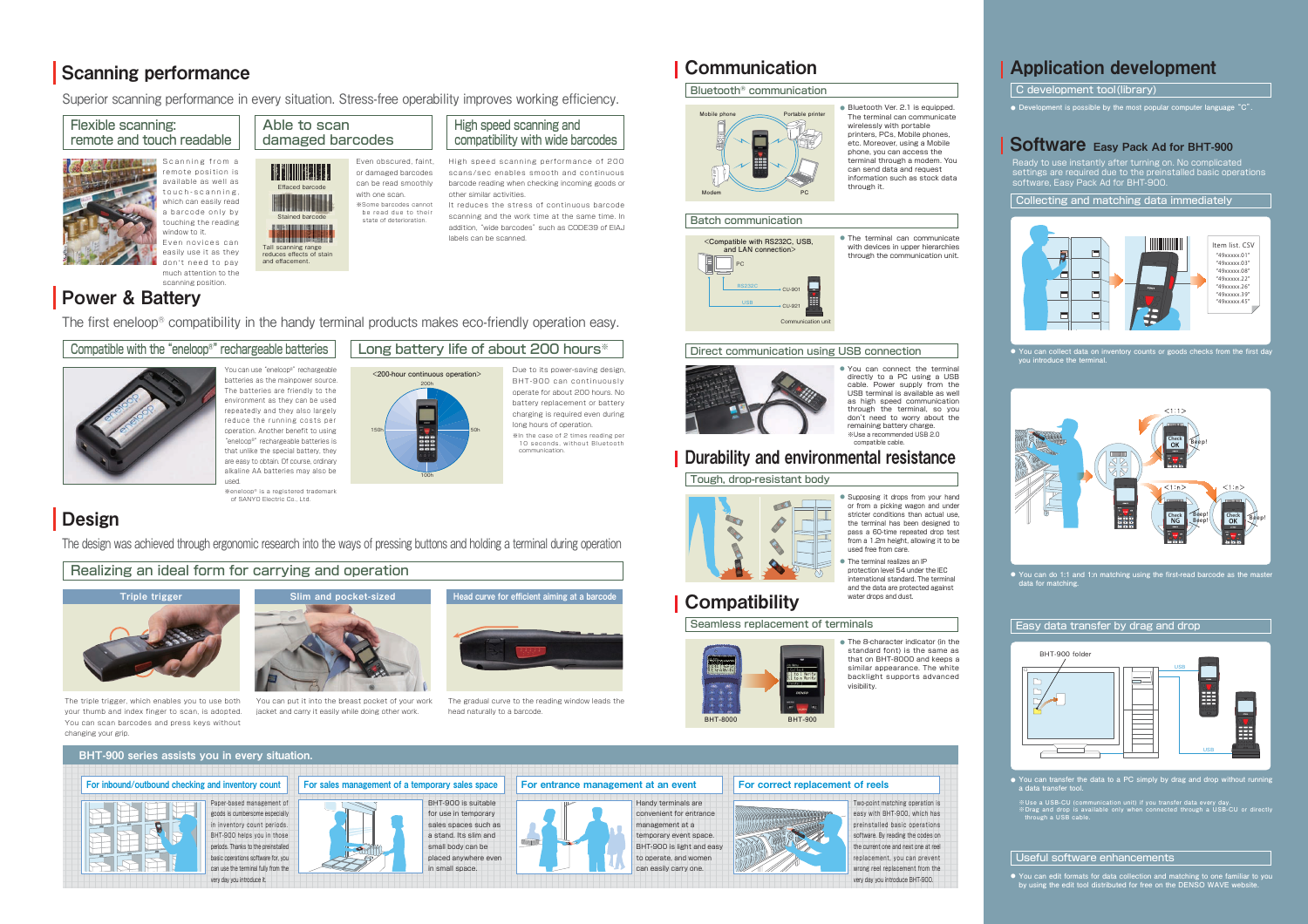# Scanning performance

Superior scanning performance in every situation. Stress-free operability improves working efficiency.

### Flexible scanning: remote and touch readable

Scanning from a remote position is available as well as touch-scanning, which can easily read a barcode only by touching the reading window to it.

Even novices can easily use it as they don't need to pay much attention to the scanning position.

### Able to scan damaged barcodes

Effaced barcode

Stained barcode

Tall scanning range reduces effects of stain and effacement.

Even obscured, faint, or damaged barcodes can be read smoothly with one scan.

※Some barcodes cannot be read due to their state of deterioration.

### High speed scanning and compatibility with wide barcodes

High speed scanning performance of 200 scans/sec enables smooth and continuous barcode reading when checking incoming goods or other similar activities.

It reduces the stress of continuous barcode scanning and the work time at the same time. In addition, "wide barcodes" such as CODE39 of EIAJ labels can be scanned.

# Power & Battery

The first eneloop® compatibility in the handy terminal products makes eco-friendly operation easy.

### Compatible with the "eneloop®" rechargeable batteries

You can use "eneloop®" rechargeable batteries as the mainpower source. The batteries are friendly to the environment as they can be used repeatedly and they also largely reduce the running costs per operation. Another benefit to using "eneloop®" rechargeable batteries is that unlike the special battery, they are easy to obtain. Of course, ordinary alkaline AA batteries may also be used.

※eneloop® is a registered trademark of SANYO Electric Co., Ltd.

### Long battery life of about 200 hours※

<200-hour continuous operation>

200h

150h

50h

100h

Due to its power-saving design, BHT-900 can continuously operate for about 200 hours. No battery replacement or battery charging is required even during long hours of operation.

※In the case of 2 times reading per 10 seconds, without Bluetooth communication.

# Design

The design was achieved through ergonomic research into the ways of pressing buttons and holding a terminal during operation

### Realizing an ideal form for carrying and operation

**Triple trigger**

The triple trigger, which enables you to use both your thumb and index finger to scan, is adopted. You can scan barcodes and press keys without changing your grip.

**Slim and pocket-sized**

You can put it into the breast pocket of your work jacket and carry it easily while doing other work.

**Head curve for efficient aiming at a barcode**

The gradual curve to the reading window leads the head naturally to a barcode.

# Communication

### Bluetooth® communication

Mobile phone / Portable printer / Modem / PC

- Bluetooth Ver. 2.1 is equipped. The terminal can communicate wirelessly with portable printers, PCs, Mobile phones, etc. Moreover, using a Mobile phone, you can access the terminal through a modem. You can send data and request information such as stock data through it.

### Batch communication

<Compatible with RS232C, USB, and LAN connection>

PC / RS232C / USB / CU-901 / CU-921 / Communication unit

- The terminal can communicate with devices in upper hierarchies through the communication unit.

### Direct communication using USB connection

- You can connect the terminal directly to a PC using a USB cable. Power supply from the USB terminal is available as well as high speed communication through the terminal, so you don't need to worry about the remaining battery charge.

※Use a recommended USB 2.0 compatible cable.

# Durability and environmental resistance

### Tough, drop-resistant body

- Supposing it drops from your hand or from a picking wagon and under stricter conditions than actual use, the terminal has been designed to pass a 60-time repeated drop test from a 1.2m height, allowing it to be used free from care.
- The terminal realizes an IP protection level 54 under the IEC international standard. The terminal and the data are protected against water drops and dust.

# Compatibility

### Seamless replacement of terminals

BHT-8000 / BHT-900

- The 8-character indicator (in the standard font) is the same as that on BHT-8000 and keeps a similar appearance. The white backlight supports advanced visibility.

# Application development

### C development tool (library)

- Development is possible by the most popular computer language "C".

# Software Easy Pack Ad for BHT-900

Ready to use instantly after turning on. No complicated settings are required due to the preinstalled basic operations software, Easy Pack Ad for BHT-900.

### Collecting and matching data immediately

Item list. CSV
"49xxxxx.01"
"49xxxxx.03"
"49xxxxx.08"
"49xxxxx.22"
"49xxxxx.26"
"49xxxxx.39"
"49xxxxx.45"

- You can collect data on inventory counts or goods checks from the first day you introduce the terminal.

<1:1> Check OK Beep!

<1:n> Check NG Beep! Beep!

<1:n> Check OK Beep!

- You can do 1:1 and 1:n matching using the first-read barcode as the master data for matching.

### Easy data transfer by drag and drop

BHT-900 folder / USB / USB

- You can transfer the data to a PC simply by drag and drop without running a data transfer tool.

※Use a USB-CU (communication unit) if you transfer data every day.
※Drag and drop is available only when connected through a USB-CU or directly through a USB cable.

### Useful software enhancements

- You can edit formats for data collection and matching to one familiar to you by using the edit tool distributed for free on the DENSO WAVE website.

## BHT-900 series assists you in every situation.

### For inbound/outbound checking and inventory count

Paper-based management of goods is cumbersome especially in inventory count periods. BHT-900 helps you in those periods. Thanks to the preinstalled basic operations software for, you can use the terminal fully from the very day you introduce it.

### For sales management of a temporary sales space

BHT-900 is suitable for use in temporary sales spaces such as a stand. Its slim and small body can be placed anywhere even in small space.

### For entrance management at an event

Handy terminals are convenient for entrance management at a temporary event space. BHT-900 is light and easy to operate, and women can easily carry one.

### For correct replacement of reels

Two-point matching operation is easy with BHT-900, which has preinstalled basic operations software. By reading the codes on the current one and next one at reel replacement, you can prevent wrong reel replacement from the very day you introduce BHT-900.